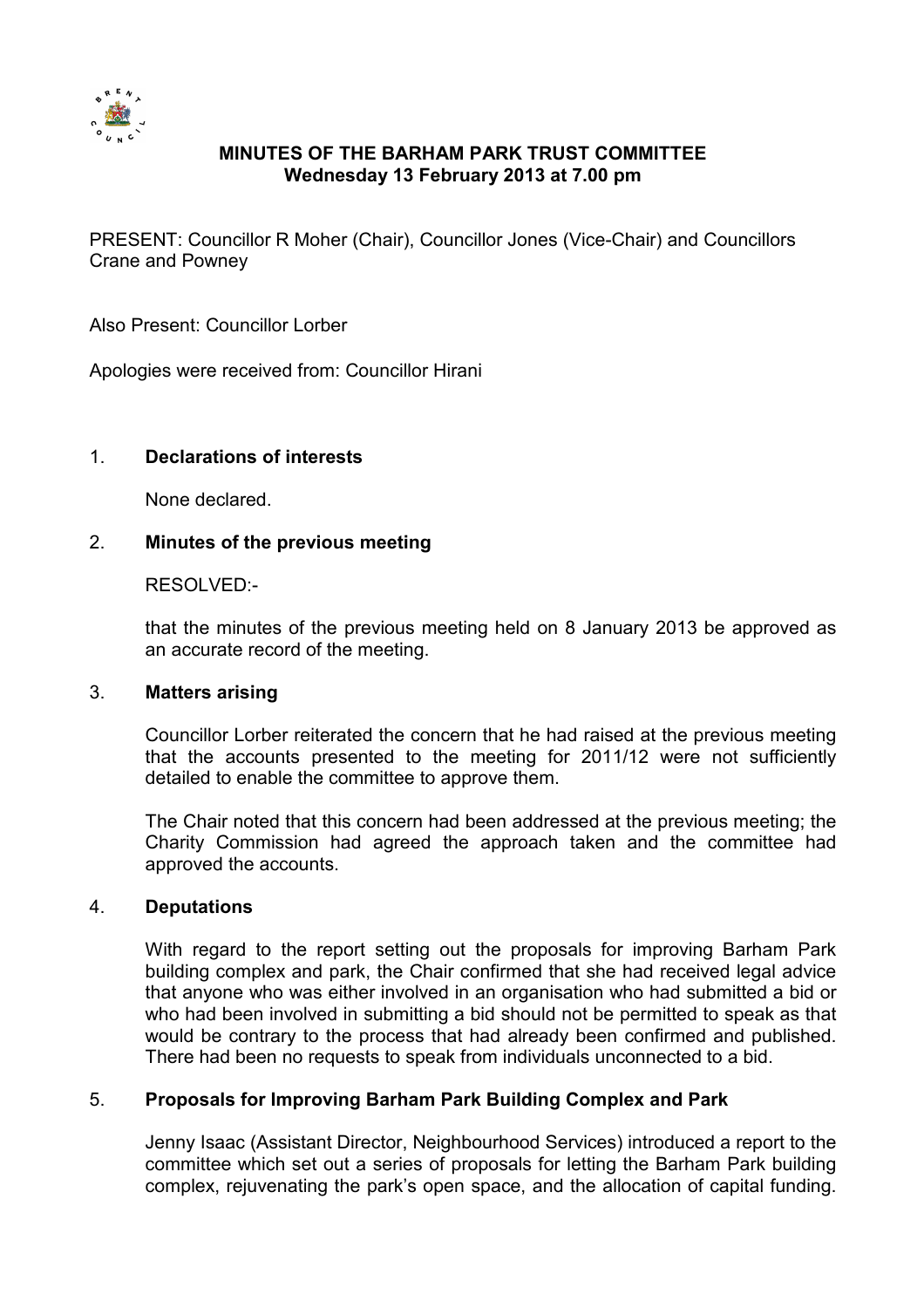# MINUTES OF THE BARHAM PARK TRUST COMMITTEE
## Wednesday 13 February 2013 at 7.00 pm

PRESENT: Councillor R Moher (Chair), Councillor Jones (Vice-Chair) and Councillors Crane and Powney

Also Present: Councillor Lorber

Apologies were received from: Councillor Hirani

1. **Declarations of interests**

   None declared.

2. **Minutes of the previous meeting**

   RESOLVED:-

   that the minutes of the previous meeting held on 8 January 2013 be approved as an accurate record of the meeting.

3. **Matters arising**

   Councillor Lorber reiterated the concern that he had raised at the previous meeting that the accounts presented to the meeting for 2011/12 were not sufficiently detailed to enable the committee to approve them.

   The Chair noted that this concern had been addressed at the previous meeting; the Charity Commission had agreed the approach taken and the committee had approved the accounts.

4. **Deputations**

   With regard to the report setting out the proposals for improving Barham Park building complex and park, the Chair confirmed that she had received legal advice that anyone who was either involved in an organisation who had submitted a bid or who had been involved in submitting a bid should not be permitted to speak as that would be contrary to the process that had already been confirmed and published. There had been no requests to speak from individuals unconnected to a bid.

5. **Proposals for Improving Barham Park Building Complex and Park**

   Jenny Isaac (Assistant Director, Neighbourhood Services) introduced a report to the committee which set out a series of proposals for letting the Barham Park building complex, rejuvenating the park's open space, and the allocation of capital funding.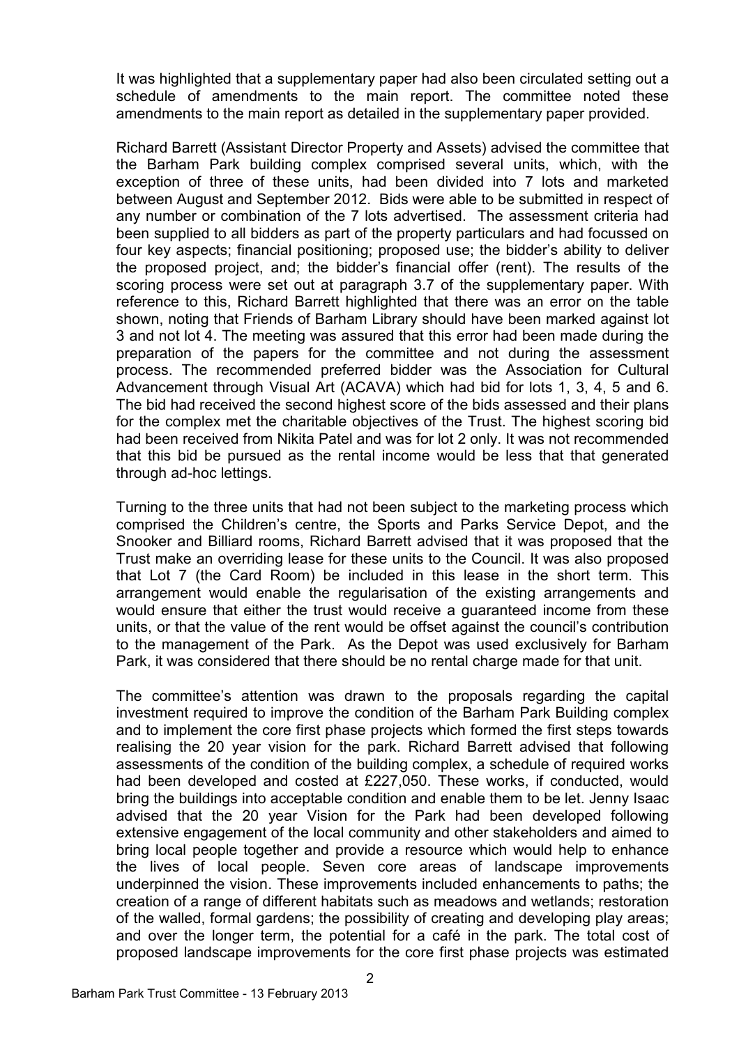It was highlighted that a supplementary paper had also been circulated setting out a schedule of amendments to the main report. The committee noted these amendments to the main report as detailed in the supplementary paper provided.

Richard Barrett (Assistant Director Property and Assets) advised the committee that the Barham Park building complex comprised several units, which, with the exception of three of these units, had been divided into 7 lots and marketed between August and September 2012. Bids were able to be submitted in respect of any number or combination of the 7 lots advertised. The assessment criteria had been supplied to all bidders as part of the property particulars and had focussed on four key aspects; financial positioning; proposed use; the bidder's ability to deliver the proposed project, and; the bidder's financial offer (rent). The results of the scoring process were set out at paragraph 3.7 of the supplementary paper. With reference to this, Richard Barrett highlighted that there was an error on the table shown, noting that Friends of Barham Library should have been marked against lot 3 and not lot 4. The meeting was assured that this error had been made during the preparation of the papers for the committee and not during the assessment process. The recommended preferred bidder was the Association for Cultural Advancement through Visual Art (ACAVA) which had bid for lots 1, 3, 4, 5 and 6. The bid had received the second highest score of the bids assessed and their plans for the complex met the charitable objectives of the Trust. The highest scoring bid had been received from Nikita Patel and was for lot 2 only. It was not recommended that this bid be pursued as the rental income would be less that that generated through ad-hoc lettings.

Turning to the three units that had not been subject to the marketing process which comprised the Children's centre, the Sports and Parks Service Depot, and the Snooker and Billiard rooms, Richard Barrett advised that it was proposed that the Trust make an overriding lease for these units to the Council. It was also proposed that Lot 7 (the Card Room) be included in this lease in the short term. This arrangement would enable the regularisation of the existing arrangements and would ensure that either the trust would receive a guaranteed income from these units, or that the value of the rent would be offset against the council's contribution to the management of the Park. As the Depot was used exclusively for Barham Park, it was considered that there should be no rental charge made for that unit.

The committee's attention was drawn to the proposals regarding the capital investment required to improve the condition of the Barham Park Building complex and to implement the core first phase projects which formed the first steps towards realising the 20 year vision for the park. Richard Barrett advised that following assessments of the condition of the building complex, a schedule of required works had been developed and costed at £227,050. These works, if conducted, would bring the buildings into acceptable condition and enable them to be let. Jenny Isaac advised that the 20 year Vision for the Park had been developed following extensive engagement of the local community and other stakeholders and aimed to bring local people together and provide a resource which would help to enhance the lives of local people. Seven core areas of landscape improvements underpinned the vision. These improvements included enhancements to paths; the creation of a range of different habitats such as meadows and wetlands; restoration of the walled, formal gardens; the possibility of creating and developing play areas; and over the longer term, the potential for a café in the park. The total cost of proposed landscape improvements for the core first phase projects was estimated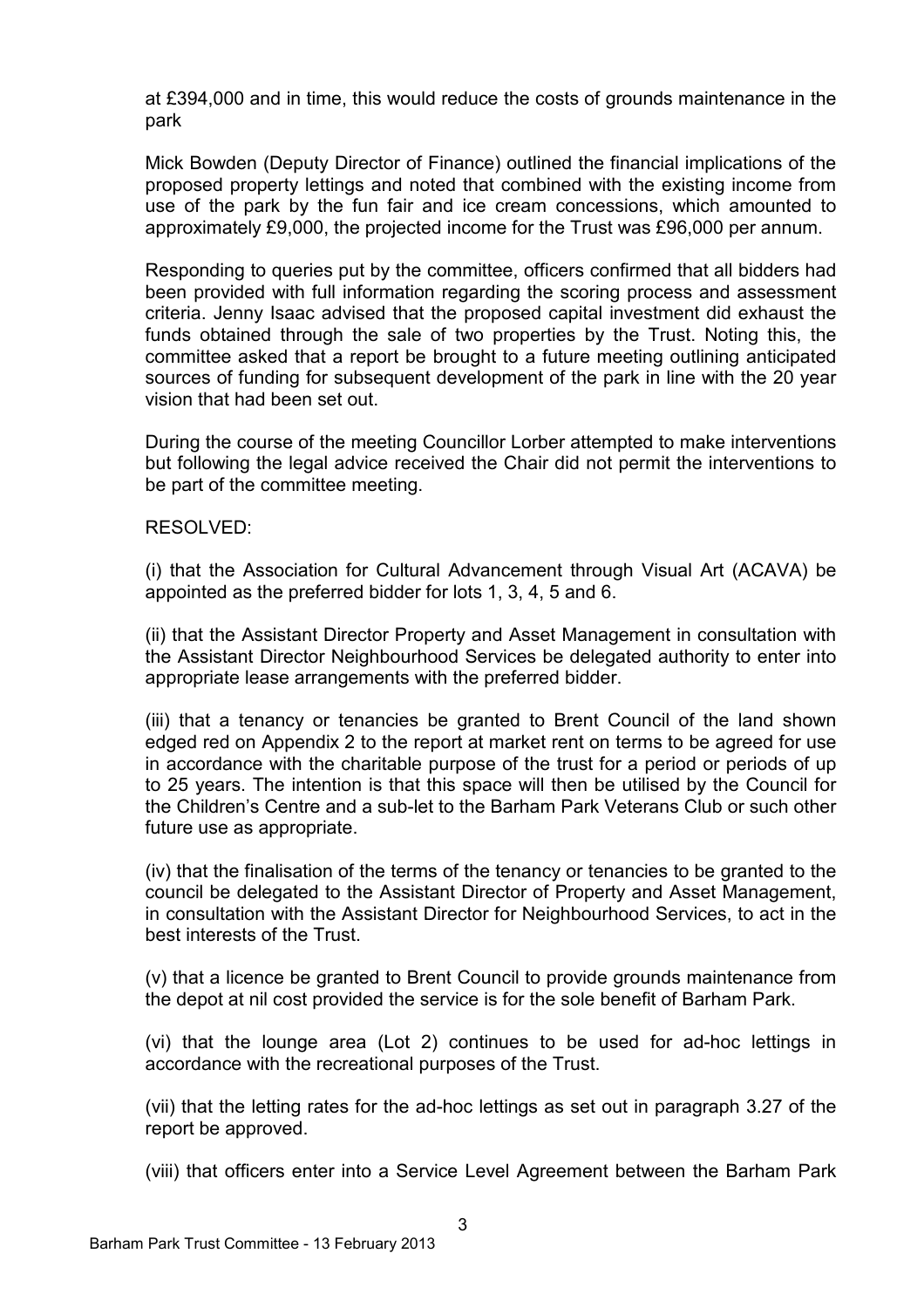at £394,000 and in time, this would reduce the costs of grounds maintenance in the park

Mick Bowden (Deputy Director of Finance) outlined the financial implications of the proposed property lettings and noted that combined with the existing income from use of the park by the fun fair and ice cream concessions, which amounted to approximately £9,000, the projected income for the Trust was £96,000 per annum.

Responding to queries put by the committee, officers confirmed that all bidders had been provided with full information regarding the scoring process and assessment criteria. Jenny Isaac advised that the proposed capital investment did exhaust the funds obtained through the sale of two properties by the Trust. Noting this, the committee asked that a report be brought to a future meeting outlining anticipated sources of funding for subsequent development of the park in line with the 20 year vision that had been set out.

During the course of the meeting Councillor Lorber attempted to make interventions but following the legal advice received the Chair did not permit the interventions to be part of the committee meeting.

RESOLVED:

(i) that the Association for Cultural Advancement through Visual Art (ACAVA) be appointed as the preferred bidder for lots 1, 3, 4, 5 and 6.

(ii) that the Assistant Director Property and Asset Management in consultation with the Assistant Director Neighbourhood Services be delegated authority to enter into appropriate lease arrangements with the preferred bidder.

(iii) that a tenancy or tenancies be granted to Brent Council of the land shown edged red on Appendix 2 to the report at market rent on terms to be agreed for use in accordance with the charitable purpose of the trust for a period or periods of up to 25 years. The intention is that this space will then be utilised by the Council for the Children's Centre and a sub-let to the Barham Park Veterans Club or such other future use as appropriate.

(iv) that the finalisation of the terms of the tenancy or tenancies to be granted to the council be delegated to the Assistant Director of Property and Asset Management, in consultation with the Assistant Director for Neighbourhood Services, to act in the best interests of the Trust.

(v) that a licence be granted to Brent Council to provide grounds maintenance from the depot at nil cost provided the service is for the sole benefit of Barham Park.

(vi) that the lounge area (Lot 2) continues to be used for ad-hoc lettings in accordance with the recreational purposes of the Trust.

(vii) that the letting rates for the ad-hoc lettings as set out in paragraph 3.27 of the report be approved.

(viii) that officers enter into a Service Level Agreement between the Barham Park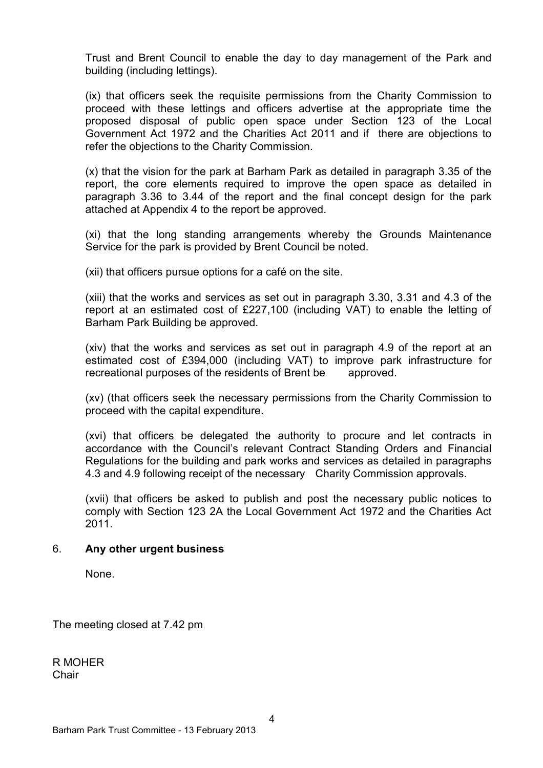Trust and Brent Council to enable the day to day management of the Park and building (including lettings).

(ix) that officers seek the requisite permissions from the Charity Commission to proceed with these lettings and officers advertise at the appropriate time the proposed disposal of public open space under Section 123 of the Local Government Act 1972 and the Charities Act 2011 and if there are objections to refer the objections to the Charity Commission.

(x) that the vision for the park at Barham Park as detailed in paragraph 3.35 of the report, the core elements required to improve the open space as detailed in paragraph 3.36 to 3.44 of the report and the final concept design for the park attached at Appendix 4 to the report be approved.

(xi) that the long standing arrangements whereby the Grounds Maintenance Service for the park is provided by Brent Council be noted.

(xii) that officers pursue options for a café on the site.

(xiii) that the works and services as set out in paragraph 3.30, 3.31 and 4.3 of the report at an estimated cost of £227,100 (including VAT) to enable the letting of Barham Park Building be approved.

(xiv) that the works and services as set out in paragraph 4.9 of the report at an estimated cost of £394,000 (including VAT) to improve park infrastructure for recreational purposes of the residents of Brent be approved.

(xv) (that officers seek the necessary permissions from the Charity Commission to proceed with the capital expenditure.

(xvi) that officers be delegated the authority to procure and let contracts in accordance with the Council's relevant Contract Standing Orders and Financial Regulations for the building and park works and services as detailed in paragraphs 4.3 and 4.9 following receipt of the necessary Charity Commission approvals.

(xvii) that officers be asked to publish and post the necessary public notices to comply with Section 123 2A the Local Government Act 1972 and the Charities Act 2011.

6. **Any other urgent business**

None.

The meeting closed at 7.42 pm

R MOHER
Chair